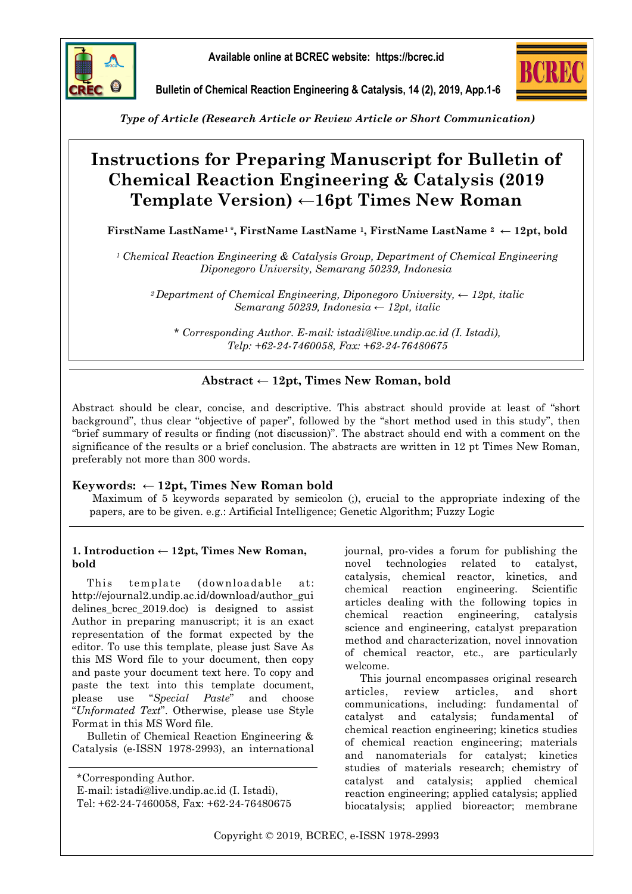*Type of Article (Research Article or Review Article or Short Communication)*

# Instructions for Preparing Manuscript for Bulletin of Chemical Reaction Engineering & Catalysis (2019 Template Version) ←16pt Times New Roman

**FirstName LastName[1]*, FirstName LastName [1], FirstName LastName [2] ← 12pt, bold**

[1] *Chemical Reaction Engineering & Catalysis Group, Department of Chemical Engineering Diponegoro University, Semarang 50239, Indonesia*

[2] *Department of Chemical Engineering, Diponegoro University, ← 12pt, italic Semarang 50239, Indonesia ← 12pt, italic*

*\* Corresponding Author. E-mail: istadi@live.undip.ac.id (I. Istadi), Telp: +62-24-7460058, Fax: +62-24-76480675*

## Abstract ← 12pt, Times New Roman, bold

Abstract should be clear, concise, and descriptive. This abstract should provide at least of "short background", thus clear "objective of paper", followed by the "short method used in this study", then "brief summary of results or finding (not discussion)". The abstract should end with a comment on the significance of the results or a brief conclusion. The abstracts are written in 12 pt Times New Roman, preferably not more than 300 words.

**Keywords: ← 12pt, Times New Roman bold**

Maximum of 5 keywords separated by semicolon (;), crucial to the appropriate indexing of the papers, are to be given. e.g.: Artificial Intelligence; Genetic Algorithm; Fuzzy Logic

## 1. Introduction ← 12pt, Times New Roman, bold

This template (downloadable at: http://ejournal2.undip.ac.id/download/author_guidelines_bcrec_2019.doc) is designed to assist Author in preparing manuscript; it is an exact representation of the format expected by the editor. To use this template, please just Save As this MS Word file to your document, then copy and paste your document text here. To copy and paste the text into this template document, please use "*Special Paste*" and choose "*Unformated Text*". Otherwise, please use Style Format in this MS Word file.

Bulletin of Chemical Reaction Engineering & Catalysis (e-ISSN 1978-2993), an international journal, pro-vides a forum for publishing the novel technologies related to catalyst, catalysis, chemical reactor, kinetics, and chemical reaction engineering. Scientific articles dealing with the following topics in chemical reaction engineering, catalysis science and engineering, catalyst preparation method and characterization, novel innovation of chemical reactor, etc., are particularly welcome.

This journal encompasses original research articles, review articles, and short communications, including: fundamental of catalyst and catalysis; fundamental of chemical reaction engineering; kinetics studies of chemical reaction engineering; materials and nanomaterials for catalyst; kinetics studies of materials research; chemistry of catalyst and catalysis; applied chemical reaction engineering; applied catalysis; applied biocatalysis; applied bioreactor; membrane

\*Corresponding Author.
E-mail: istadi@live.undip.ac.id (I. Istadi),
Tel: +62-24-7460058, Fax: +62-24-76480675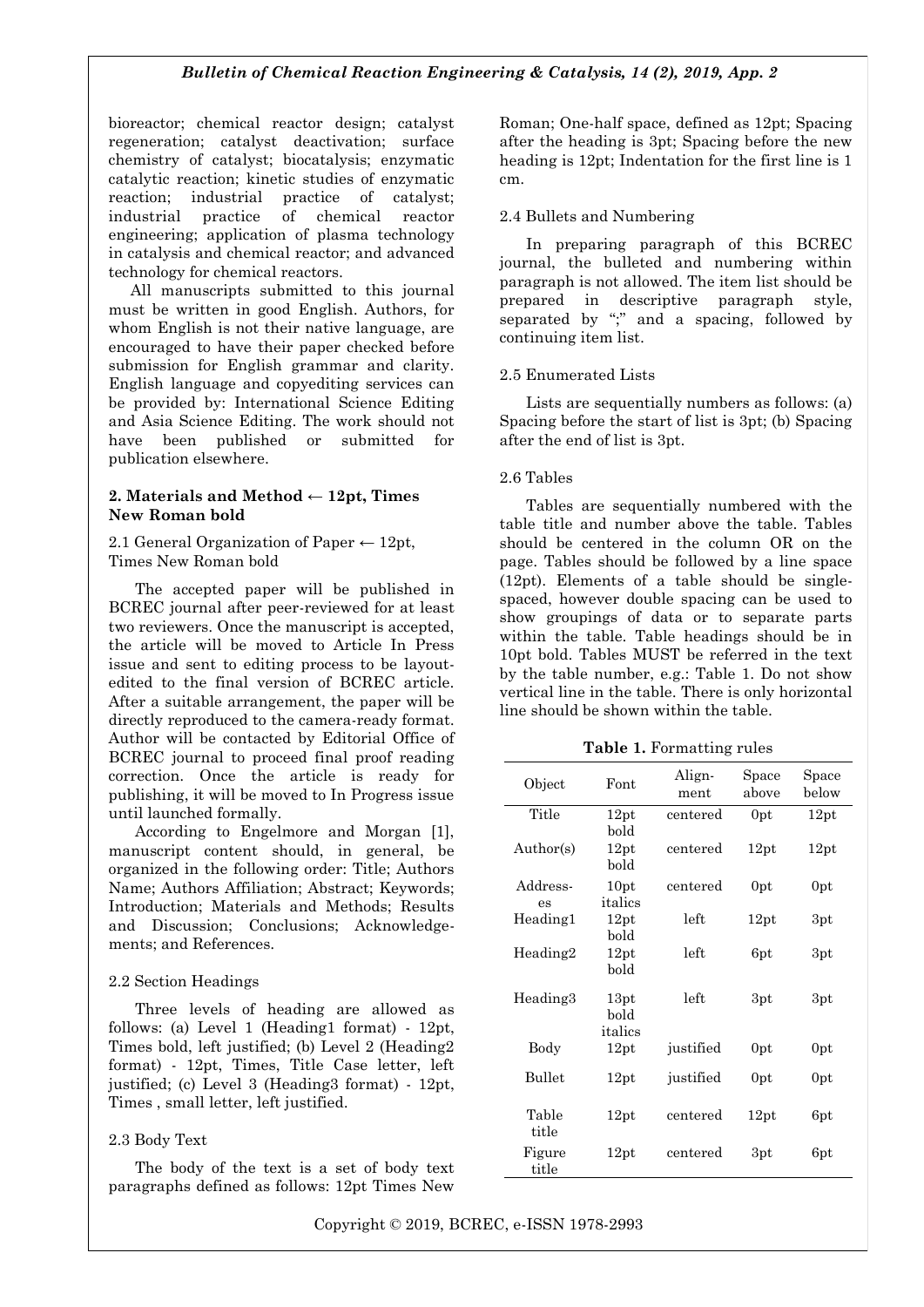bioreactor; chemical reactor design; catalyst regeneration; catalyst deactivation; surface chemistry of catalyst; biocatalysis; enzymatic catalytic reaction; kinetic studies of enzymatic reaction; industrial practice of catalyst; industrial practice of chemical reactor engineering; application of plasma technology in catalysis and chemical reactor; and advanced technology for chemical reactors.

All manuscripts submitted to this journal must be written in good English. Authors, for whom English is not their native language, are encouraged to have their paper checked before submission for English grammar and clarity. English language and copyediting services can be provided by: International Science Editing and Asia Science Editing. The work should not have been published or submitted for publication elsewhere.

## 2. Materials and Method ← 12pt, Times New Roman bold

### 2.1 General Organization of Paper ← 12pt, Times New Roman bold

The accepted paper will be published in BCREC journal after peer-reviewed for at least two reviewers. Once the manuscript is accepted, the article will be moved to Article In Press issue and sent to editing process to be layout-edited to the final version of BCREC article. After a suitable arrangement, the paper will be directly reproduced to the camera-ready format. Author will be contacted by Editorial Office of BCREC journal to proceed final proof reading correction. Once the article is ready for publishing, it will be moved to In Progress issue until launched formally.

According to Engelmore and Morgan [1], manuscript content should, in general, be organized in the following order: Title; Authors Name; Authors Affiliation; Abstract; Keywords; Introduction; Materials and Methods; Results and Discussion; Conclusions; Acknowledge-ments; and References.

### 2.2 Section Headings

Three levels of heading are allowed as follows: (a) Level 1 (Heading1 format) - 12pt, Times bold, left justified; (b) Level 2 (Heading2 format) - 12pt, Times, Title Case letter, left justified; (c) Level 3 (Heading3 format) - 12pt, Times , small letter, left justified.

### 2.3 Body Text

The body of the text is a set of body text paragraphs defined as follows: 12pt Times New Roman; One-half space, defined as 12pt; Spacing after the heading is 3pt; Spacing before the new heading is 12pt; Indentation for the first line is 1 cm.

### 2.4 Bullets and Numbering

In preparing paragraph of this BCREC journal, the bulleted and numbering within paragraph is not allowed. The item list should be prepared in descriptive paragraph style, separated by ";" and a spacing, followed by continuing item list.

### 2.5 Enumerated Lists

Lists are sequentially numbers as follows: (a) Spacing before the start of list is 3pt; (b) Spacing after the end of list is 3pt.

### 2.6 Tables

Tables are sequentially numbered with the table title and number above the table. Tables should be centered in the column OR on the page. Tables should be followed by a line space (12pt). Elements of a table should be single-spaced, however double spacing can be used to show groupings of data or to separate parts within the table. Table headings should be in 10pt bold. Tables MUST be referred in the text by the table number, e.g.: Table 1. Do not show vertical line in the table. There is only horizontal line should be shown within the table.

**Table 1.** Formatting rules

| Object | Font | Align-ment | Space above | Space below |
|---|---|---|---|---|
| Title | 12pt bold | centered | 0pt | 12pt |
| Author(s) | 12pt bold | centered | 12pt | 12pt |
| Address-es | 10pt italics | centered | 0pt | 0pt |
| Heading1 | 12pt bold | left | 12pt | 3pt |
| Heading2 | 12pt bold | left | 6pt | 3pt |
| Heading3 | 13pt bold italics | left | 3pt | 3pt |
| Body | 12pt | justified | 0pt | 0pt |
| Bullet | 12pt | justified | 0pt | 0pt |
| Table title | 12pt | centered | 12pt | 6pt |
| Figure title | 12pt | centered | 3pt | 6pt |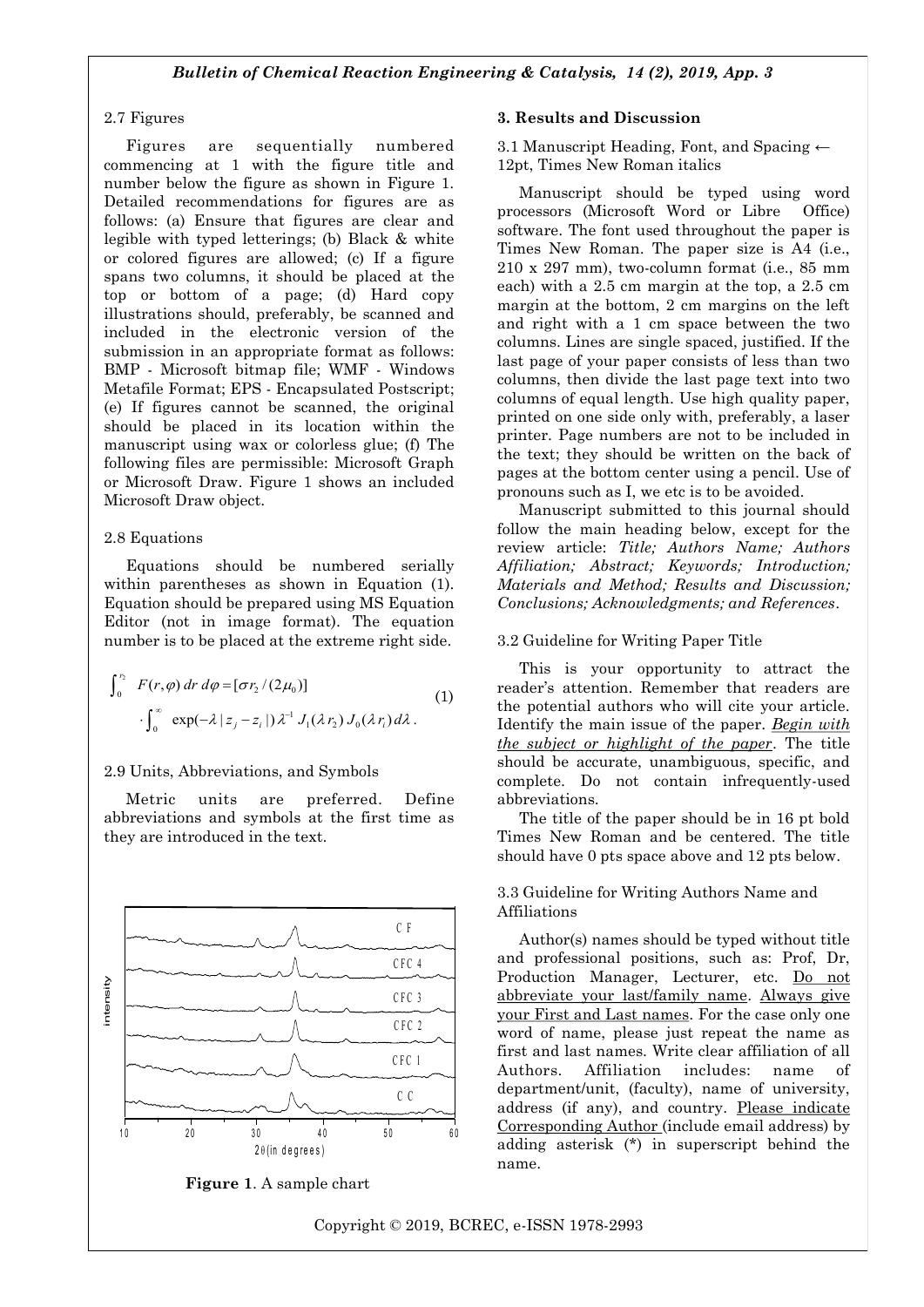2.7 Figures

Figures are sequentially numbered commencing at 1 with the figure title and number below the figure as shown in Figure 1. Detailed recommendations for figures are as follows: (a) Ensure that figures are clear and legible with typed letterings; (b) Black & white or colored figures are allowed; (c) If a figure spans two columns, it should be placed at the top or bottom of a page; (d) Hard copy illustrations should, preferably, be scanned and included in the electronic version of the submission in an appropriate format as follows: BMP - Microsoft bitmap file; WMF - Windows Metafile Format; EPS - Encapsulated Postscript; (e) If figures cannot be scanned, the original should be placed in its location within the manuscript using wax or colorless glue; (f) The following files are permissible: Microsoft Graph or Microsoft Draw. Figure 1 shows an included Microsoft Draw object.

2.8 Equations

Equations should be numbered serially within parentheses as shown in Equation (1). Equation should be prepared using MS Equation Editor (not in image format). The equation number is to be placed at the extreme right side.

$$\int_0^{r_2} F(r,\varphi)\, dr\, d\varphi = [\sigma r_2 / (2\mu_0)] \cdot \int_0^{\infty} \exp(-\lambda\, |z_j - z_i|)\, \lambda^{-1} J_1(\lambda r_2)\, J_0(\lambda r_i)\, d\lambda . \quad (1)$$

2.9 Units, Abbreviations, and Symbols

Metric units are preferred. Define abbreviations and symbols at the first time as they are introduced in the text.

**Figure 1**. A sample chart

## 3. Results and Discussion

3.1 Manuscript Heading, Font, and Spacing ← 12pt, Times New Roman italics

Manuscript should be typed using word processors (Microsoft Word or Libre Office) software. The font used throughout the paper is Times New Roman. The paper size is A4 (i.e., 210 x 297 mm), two-column format (i.e., 85 mm each) with a 2.5 cm margin at the top, a 2.5 cm margin at the bottom, 2 cm margins on the left and right with a 1 cm space between the two columns. Lines are single spaced, justified. If the last page of your paper consists of less than two columns, then divide the last page text into two columns of equal length. Use high quality paper, printed on one side only with, preferably, a laser printer. Page numbers are not to be included in the text; they should be written on the back of pages at the bottom center using a pencil. Use of pronouns such as I, we etc is to be avoided.

Manuscript submitted to this journal should follow the main heading below, except for the review article: *Title; Authors Name; Authors Affiliation; Abstract; Keywords; Introduction; Materials and Method; Results and Discussion; Conclusions; Acknowledgments; and References*.

3.2 Guideline for Writing Paper Title

This is your opportunity to attract the reader's attention. Remember that readers are the potential authors who will cite your article. Identify the main issue of the paper. *Begin with the subject or highlight of the paper*. The title should be accurate, unambiguous, specific, and complete. Do not contain infrequently-used abbreviations.

The title of the paper should be in 16 pt bold Times New Roman and be centered. The title should have 0 pts space above and 12 pts below.

3.3 Guideline for Writing Authors Name and Affiliations

Author(s) names should be typed without title and professional positions, such as: Prof, Dr, Production Manager, Lecturer, etc. Do not abbreviate your last/family name. Always give your First and Last names. For the case only one word of name, please just repeat the name as first and last names. Write clear affiliation of all Authors. Affiliation includes: name of department/unit, (faculty), name of university, address (if any), and country. Please indicate Corresponding Author (include email address) by adding asterisk (*) in superscript behind the name.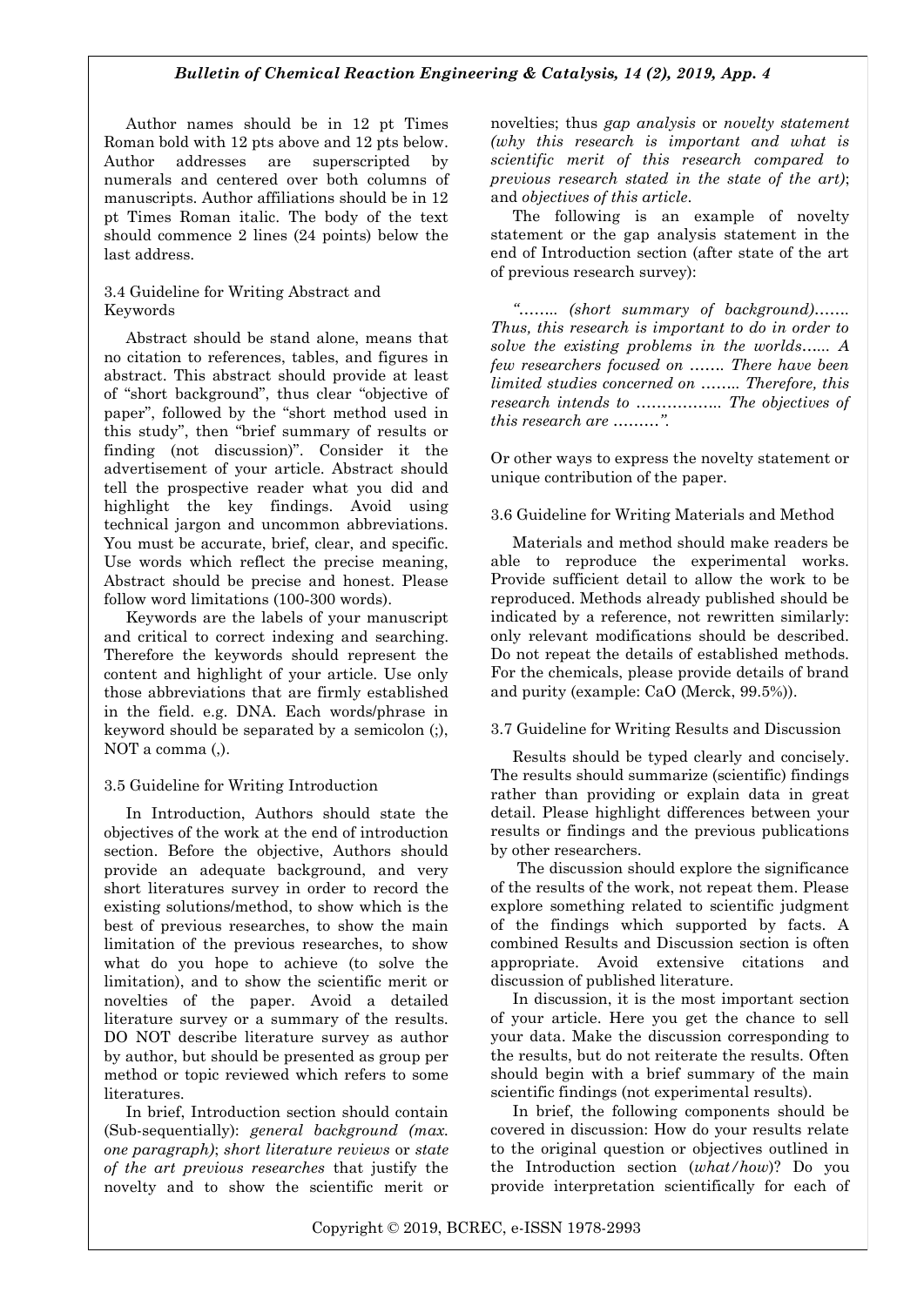Author names should be in 12 pt Times Roman bold with 12 pts above and 12 pts below. Author addresses are superscripted by numerals and centered over both columns of manuscripts. Author affiliations should be in 12 pt Times Roman italic. The body of the text should commence 2 lines (24 points) below the last address.

### 3.4 Guideline for Writing Abstract and Keywords

Abstract should be stand alone, means that no citation to references, tables, and figures in abstract. This abstract should provide at least of "short background", thus clear "objective of paper", followed by the "short method used in this study", then "brief summary of results or finding (not discussion)". Consider it the advertisement of your article. Abstract should tell the prospective reader what you did and highlight the key findings. Avoid using technical jargon and uncommon abbreviations. You must be accurate, brief, clear, and specific. Use words which reflect the precise meaning, Abstract should be precise and honest. Please follow word limitations (100-300 words).

Keywords are the labels of your manuscript and critical to correct indexing and searching. Therefore the keywords should represent the content and highlight of your article. Use only those abbreviations that are firmly established in the field. e.g. DNA. Each words/phrase in keyword should be separated by a semicolon (;), NOT a comma (,).

### 3.5 Guideline for Writing Introduction

In Introduction, Authors should state the objectives of the work at the end of introduction section. Before the objective, Authors should provide an adequate background, and very short literatures survey in order to record the existing solutions/method, to show which is the best of previous researches, to show the main limitation of the previous researches, to show what do you hope to achieve (to solve the limitation), and to show the scientific merit or novelties of the paper. Avoid a detailed literature survey or a summary of the results. DO NOT describe literature survey as author by author, but should be presented as group per method or topic reviewed which refers to some literatures.

In brief, Introduction section should contain (Sub-sequentially): *general background (max. one paragraph)*; *short literature reviews* or *state of the art previous researches* that justify the novelty and to show the scientific merit or novelties; thus *gap analysis* or *novelty statement (why this research is important and what is scientific merit of this research compared to previous research stated in the state of the art)*; and *objectives of this article*.

The following is an example of novelty statement or the gap analysis statement in the end of Introduction section (after state of the art of previous research survey):

*"…….. (short summary of background)……. Thus, this research is important to do in order to solve the existing problems in the worlds…... A few researchers focused on ……. There have been limited studies concerned on …….. Therefore, this research intends to …………….. The objectives of this research are ………".*

Or other ways to express the novelty statement or unique contribution of the paper.

### 3.6 Guideline for Writing Materials and Method

Materials and method should make readers be able to reproduce the experimental works. Provide sufficient detail to allow the work to be reproduced. Methods already published should be indicated by a reference, not rewritten similarly: only relevant modifications should be described. Do not repeat the details of established methods. For the chemicals, please provide details of brand and purity (example: CaO (Merck, 99.5%)).

### 3.7 Guideline for Writing Results and Discussion

Results should be typed clearly and concisely. The results should summarize (scientific) findings rather than providing or explain data in great detail. Please highlight differences between your results or findings and the previous publications by other researchers.

The discussion should explore the significance of the results of the work, not repeat them. Please explore something related to scientific judgment of the findings which supported by facts. A combined Results and Discussion section is often appropriate. Avoid extensive citations and discussion of published literature.

In discussion, it is the most important section of your article. Here you get the chance to sell your data. Make the discussion corresponding to the results, but do not reiterate the results. Often should begin with a brief summary of the main scientific findings (not experimental results).

In brief, the following components should be covered in discussion: How do your results relate to the original question or objectives outlined in the Introduction section (*what/how*)? Do you provide interpretation scientifically for each of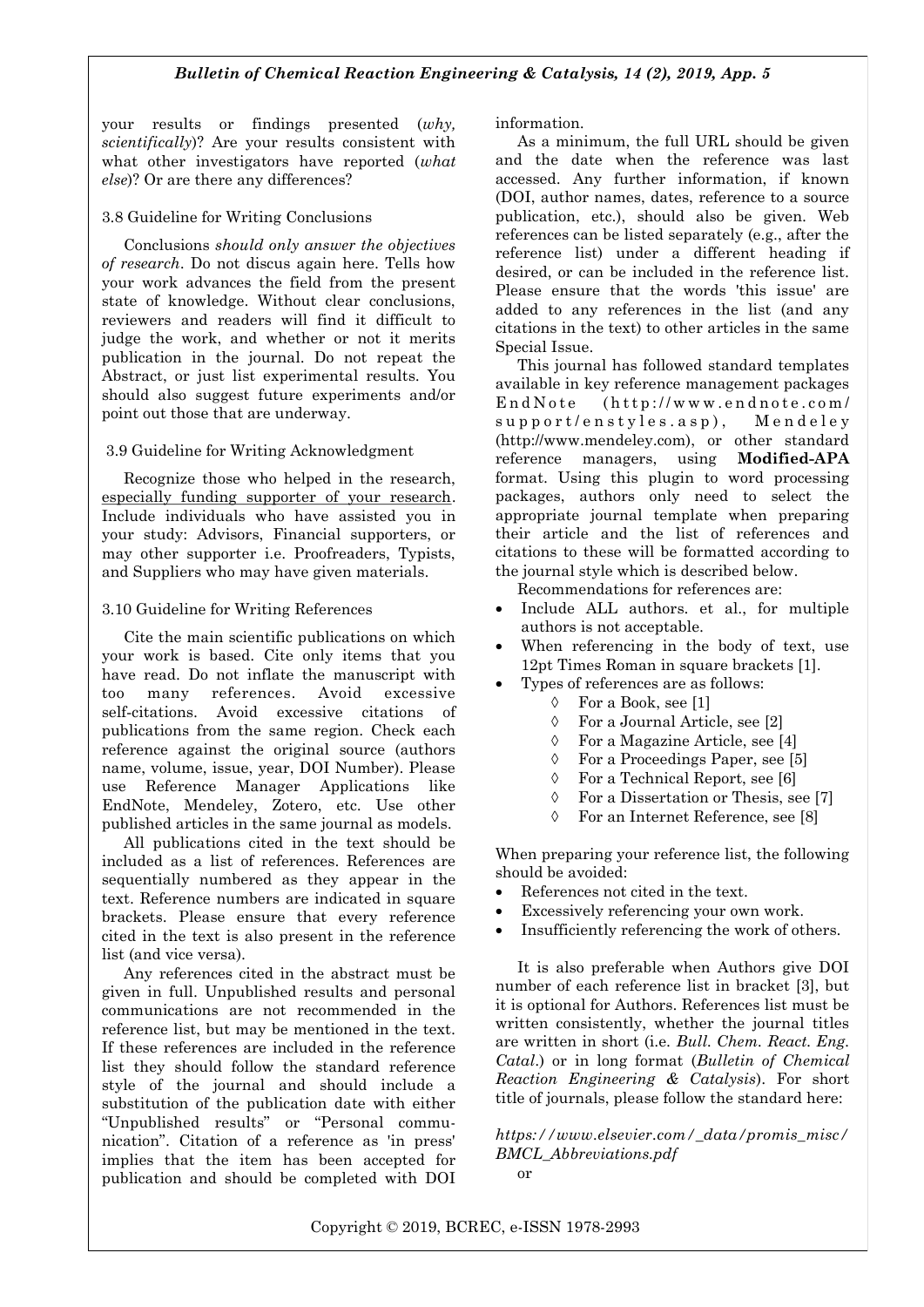your results or findings presented (*why, scientifically*)? Are your results consistent with what other investigators have reported (*what else*)? Or are there any differences?

### 3.8 Guideline for Writing Conclusions

Conclusions *should only answer the objectives of research*. Do not discus again here. Tells how your work advances the field from the present state of knowledge. Without clear conclusions, reviewers and readers will find it difficult to judge the work, and whether or not it merits publication in the journal. Do not repeat the Abstract, or just list experimental results. You should also suggest future experiments and/or point out those that are underway.

### 3.9 Guideline for Writing Acknowledgment

Recognize those who helped in the research, <u>especially funding supporter of your research</u>. Include individuals who have assisted you in your study: Advisors, Financial supporters, or may other supporter i.e. Proofreaders, Typists, and Suppliers who may have given materials.

### 3.10 Guideline for Writing References

Cite the main scientific publications on which your work is based. Cite only items that you have read. Do not inflate the manuscript with too many references. Avoid excessive self-citations. Avoid excessive citations of publications from the same region. Check each reference against the original source (authors name, volume, issue, year, DOI Number). Please use Reference Manager Applications like EndNote, Mendeley, Zotero, etc. Use other published articles in the same journal as models.

All publications cited in the text should be included as a list of references. References are sequentially numbered as they appear in the text. Reference numbers are indicated in square brackets. Please ensure that every reference cited in the text is also present in the reference list (and vice versa).

Any references cited in the abstract must be given in full. Unpublished results and personal communications are not recommended in the reference list, but may be mentioned in the text. If these references are included in the reference list they should follow the standard reference style of the journal and should include a substitution of the publication date with either "Unpublished results" or "Personal communication". Citation of a reference as 'in press' implies that the item has been accepted for publication and should be completed with DOI information.

As a minimum, the full URL should be given and the date when the reference was last accessed. Any further information, if known (DOI, author names, dates, reference to a source publication, etc.), should also be given. Web references can be listed separately (e.g., after the reference list) under a different heading if desired, or can be included in the reference list. Please ensure that the words 'this issue' are added to any references in the list (and any citations in the text) to other articles in the same Special Issue.

This journal has followed standard templates available in key reference management packages EndNote (http://www.endnote.com/support/enstyles.asp), Mendeley (http://www.mendeley.com), or other standard reference managers, using **Modified-APA** format. Using this plugin to word processing packages, authors only need to select the appropriate journal template when preparing their article and the list of references and citations to these will be formatted according to the journal style which is described below.

Recommendations for references are:

- Include ALL authors. et al., for multiple authors is not acceptable.
- When referencing in the body of text, use 12pt Times Roman in square brackets [1].
- Types of references are as follows:
  - For a Book, see [1]
  - For a Journal Article, see [2]
  - For a Magazine Article, see [4]
  - For a Proceedings Paper, see [5]
  - For a Technical Report, see [6]
  - For a Dissertation or Thesis, see [7]
  - For an Internet Reference, see [8]

When preparing your reference list, the following should be avoided:

- References not cited in the text.
- Excessively referencing your own work.
- Insufficiently referencing the work of others.

It is also preferable when Authors give DOI number of each reference list in bracket [3], but it is optional for Authors. References list must be written consistently, whether the journal titles are written in short (i.e. *Bull. Chem. React. Eng. Catal*.) or in long format (*Bulletin of Chemical Reaction Engineering & Catalysis*). For short title of journals, please follow the standard here:

*https://www.elsevier.com/_data/promis_misc/BMCL_Abbreviations.pdf*

or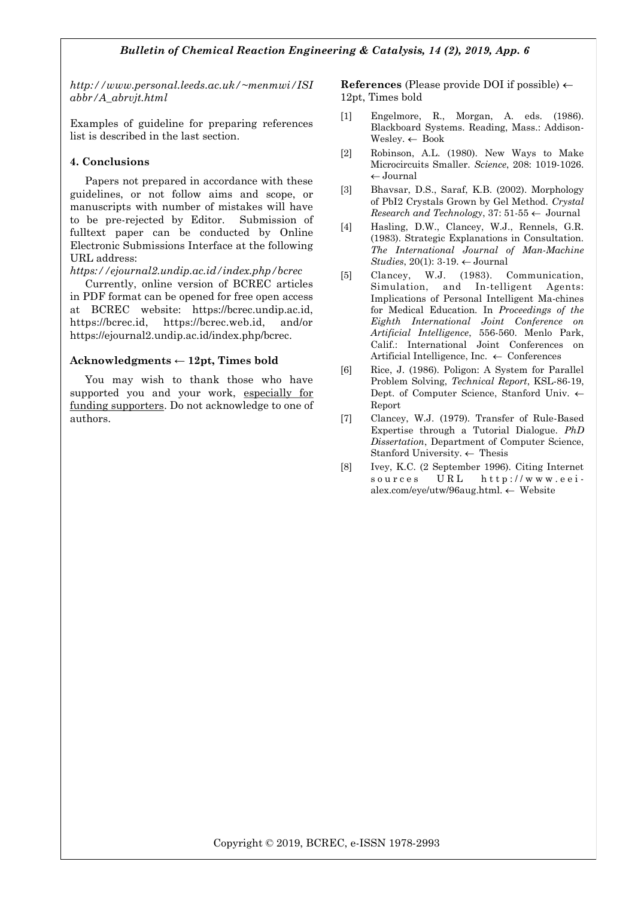*http://www.personal.leeds.ac.uk/~menmwi/ISIabbr/A_abrvjt.html*

Examples of guideline for preparing references list is described in the last section.

### 4. Conclusions

Papers not prepared in accordance with these guidelines, or not follow aims and scope, or manuscripts with number of mistakes will have to be pre-rejected by Editor. Submission of fulltext paper can be conducted by Online Electronic Submissions Interface at the following URL address:

*https://ejournal2.undip.ac.id/index.php/bcrec*

Currently, online version of BCREC articles in PDF format can be opened for free open access at BCREC website: https://bcrec.undip.ac.id, https://bcrec.id, https://bcrec.web.id, and/or https://ejournal2.undip.ac.id/index.php/bcrec.

### Acknowledgments ← 12pt, Times bold

You may wish to thank those who have supported you and your work, especially for funding supporters. Do not acknowledge to one of authors.

### References (Please provide DOI if possible) ← 12pt, Times bold

[1] Engelmore, R., Morgan, A. eds. (1986). Blackboard Systems. Reading, Mass.: Addison-Wesley. ← Book

[2] Robinson, A.L. (1980). New Ways to Make Microcircuits Smaller. *Science*, 208: 1019-1026. ← Journal

[3] Bhavsar, D.S., Saraf, K.B. (2002). Morphology of PbI2 Crystals Grown by Gel Method. *Crystal Research and Technology*, 37: 51-55 ← Journal

[4] Hasling, D.W., Clancey, W.J., Rennels, G.R. (1983). Strategic Explanations in Consultation. *The International Journal of Man-Machine Studies*, 20(1): 3-19. ← Journal

[5] Clancey, W.J. (1983). Communication, Simulation, and In-telligent Agents: Implications of Personal Intelligent Ma-chines for Medical Education. In *Proceedings of the Eighth International Joint Conference on Artificial Intelligence*, 556-560. Menlo Park, Calif.: International Joint Conferences on Artificial Intelligence, Inc. ← Conferences

[6] Rice, J. (1986). Poligon: A System for Parallel Problem Solving, *Technical Report*, KSL-86-19, Dept. of Computer Science, Stanford Univ. ← Report

[7] Clancey, W.J. (1979). Transfer of Rule-Based Expertise through a Tutorial Dialogue. *PhD Dissertation*, Department of Computer Science, Stanford University. ← Thesis

[8] Ivey, K.C. (2 September 1996). Citing Internet sources URL http://www.eei-alex.com/eye/utw/96aug.html. ← Website